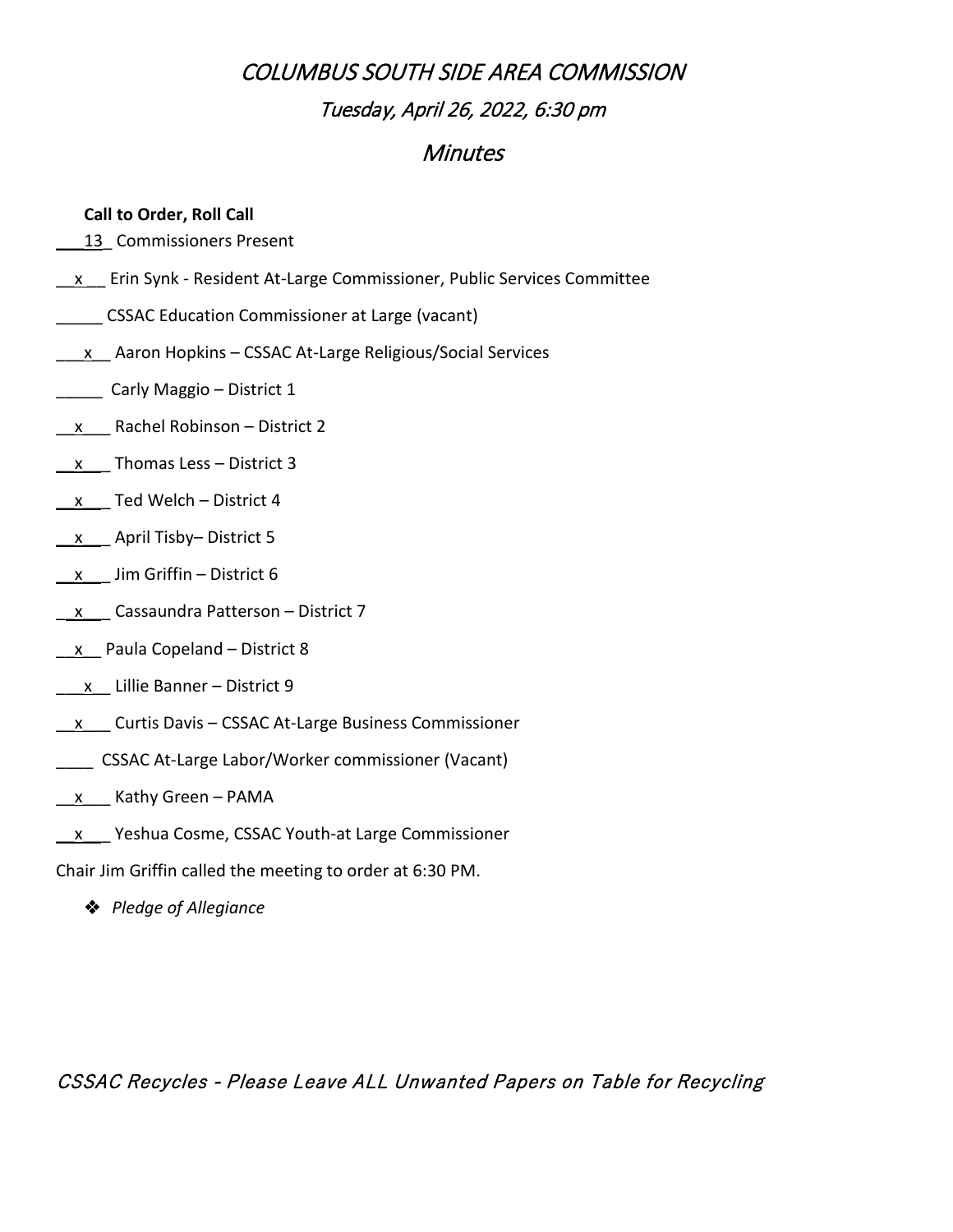# COLUMBUS SOUTH SIDE AREA COMMISSION

## Tuesday, April 26, 2022, 6:30 pm

## Minutes

**Call to Order, Roll Call**

___13_ Commissioners Present

__x__ Erin Synk - Resident At-Large Commissioner, Public Services Committee

_____ CSSAC Education Commissioner at Large (vacant)

___x__ Aaron Hopkins – CSSAC At-Large Religious/Social Services

_____ Carly Maggio – District 1

__x___ Rachel Robinson – District 2

__x___ Thomas Less – District 3

__x___ Ted Welch – District 4

__x___ April Tisby– District 5

__x___ Jim Griffin – District 6

__x___ Cassaundra Patterson – District 7

__x__ Paula Copeland – District 8

___x__ Lillie Banner – District 9

__x___ Curtis Davis – CSSAC At-Large Business Commissioner

____ CSSAC At-Large Labor/Worker commissioner (Vacant)

__x___ Kathy Green – PAMA

__x___ Yeshua Cosme, CSSAC Youth-at Large Commissioner

Chair Jim Griffin called the meeting to order at 6:30 PM.

- *Pledge of Allegiance*

*CSSAC Recycles - Please Leave ALL Unwanted Papers on Table for Recycling*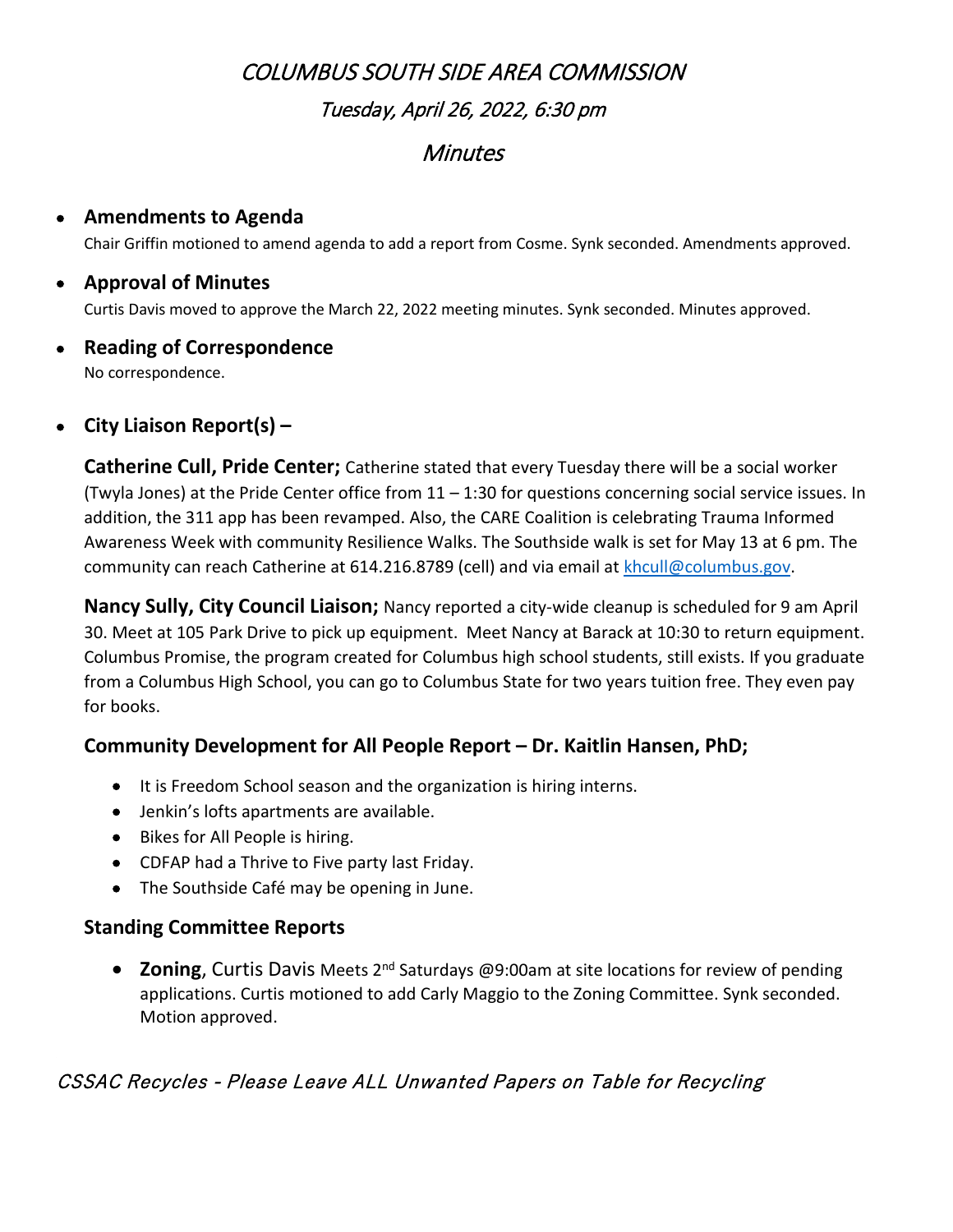# *COLUMBUS SOUTH SIDE AREA COMMISSION*

## *Tuesday, April 26, 2022, 6:30 pm*

## *Minutes*

- **Amendments to Agenda**

  Chair Griffin motioned to amend agenda to add a report from Cosme. Synk seconded. Amendments approved.

- **Approval of Minutes**

  Curtis Davis moved to approve the March 22, 2022 meeting minutes. Synk seconded. Minutes approved.

- **Reading of Correspondence**

  No correspondence.

- **City Liaison Report(s) –**

  **Catherine Cull, Pride Center;** Catherine stated that every Tuesday there will be a social worker (Twyla Jones) at the Pride Center office from 11 – 1:30 for questions concerning social service issues. In addition, the 311 app has been revamped. Also, the CARE Coalition is celebrating Trauma Informed Awareness Week with community Resilience Walks. The Southside walk is set for May 13 at 6 pm. The community can reach Catherine at 614.216.8789 (cell) and via email at khcull@columbus.gov.

  **Nancy Sully, City Council Liaison;** Nancy reported a city-wide cleanup is scheduled for 9 am April 30. Meet at 105 Park Drive to pick up equipment. Meet Nancy at Barack at 10:30 to return equipment. Columbus Promise, the program created for Columbus high school students, still exists. If you graduate from a Columbus High School, you can go to Columbus State for two years tuition free. They even pay for books.

### Community Development for All People Report – Dr. Kaitlin Hansen, PhD;

- It is Freedom School season and the organization is hiring interns.
- Jenkin's lofts apartments are available.
- Bikes for All People is hiring.
- CDFAP had a Thrive to Five party last Friday.
- The Southside Café may be opening in June.

### Standing Committee Reports

- **Zoning**, Curtis Davis Meets 2nd Saturdays @9:00am at site locations for review of pending applications. Curtis motioned to add Carly Maggio to the Zoning Committee. Synk seconded. Motion approved.

*CSSAC Recycles - Please Leave ALL Unwanted Papers on Table for Recycling*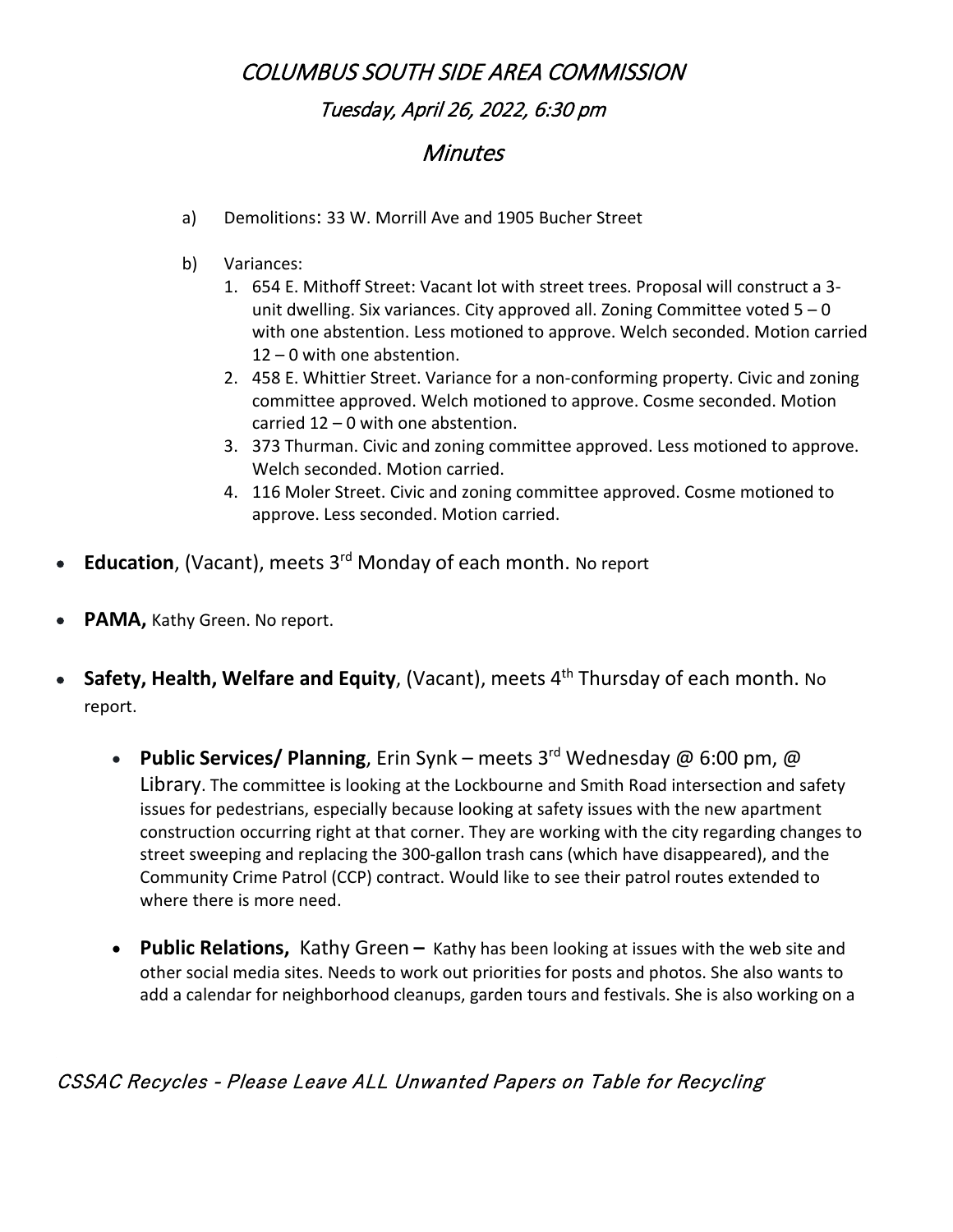# COLUMBUS SOUTH SIDE AREA COMMISSION

## Tuesday, April 26, 2022, 6:30 pm

## Minutes

a) Demolitions: 33 W. Morrill Ave and 1905 Bucher Street

b) Variances:

1. 654 E. Mithoff Street: Vacant lot with street trees. Proposal will construct a 3-unit dwelling. Six variances. City approved all. Zoning Committee voted 5 – 0 with one abstention. Less motioned to approve. Welch seconded. Motion carried 12 – 0 with one abstention.
2. 458 E. Whittier Street. Variance for a non-conforming property. Civic and zoning committee approved. Welch motioned to approve. Cosme seconded. Motion carried 12 – 0 with one abstention.
3. 373 Thurman. Civic and zoning committee approved. Less motioned to approve. Welch seconded. Motion carried.
4. 116 Moler Street. Civic and zoning committee approved. Cosme motioned to approve. Less seconded. Motion carried.

- **Education**, (Vacant), meets 3rd Monday of each month. No report
- **PAMA,** Kathy Green. No report.
- **Safety, Health, Welfare and Equity**, (Vacant), meets 4th Thursday of each month. No report.
  - **Public Services/ Planning**, Erin Synk – meets 3rd Wednesday @ 6:00 pm, @ Library. The committee is looking at the Lockbourne and Smith Road intersection and safety issues for pedestrians, especially because looking at safety issues with the new apartment construction occurring right at that corner. They are working with the city regarding changes to street sweeping and replacing the 300-gallon trash cans (which have disappeared), and the Community Crime Patrol (CCP) contract. Would like to see their patrol routes extended to where there is more need.
  - **Public Relations,** Kathy Green – Kathy has been looking at issues with the web site and other social media sites. Needs to work out priorities for posts and photos. She also wants to add a calendar for neighborhood cleanups, garden tours and festivals. She is also working on a

*CSSAC Recycles - Please Leave ALL Unwanted Papers on Table for Recycling*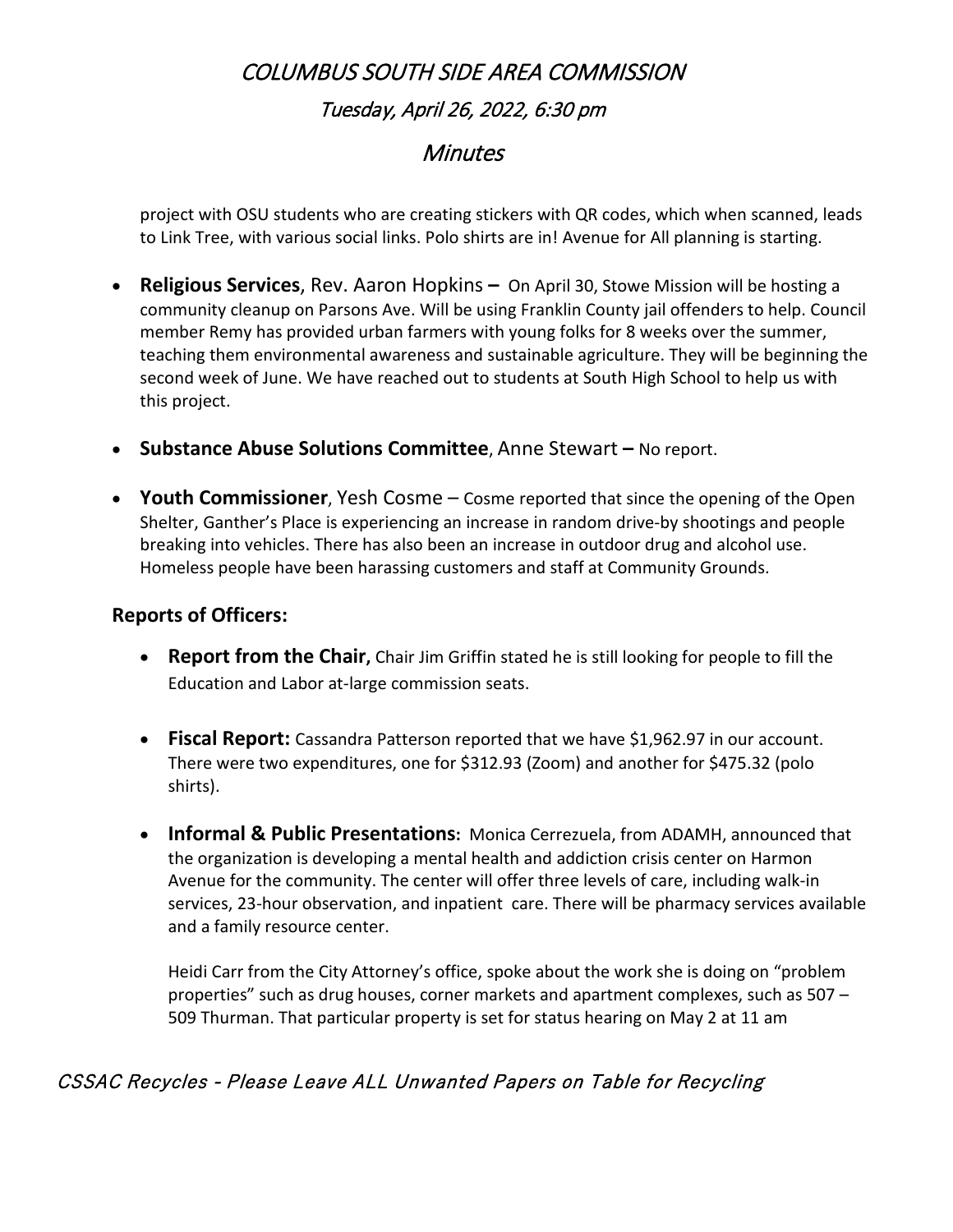project with OSU students who are creating stickers with QR codes, which when scanned, leads to Link Tree, with various social links. Polo shirts are in! Avenue for All planning is starting.

- **Religious Services**, Rev. Aaron Hopkins **–** On April 30, Stowe Mission will be hosting a community cleanup on Parsons Ave. Will be using Franklin County jail offenders to help. Council member Remy has provided urban farmers with young folks for 8 weeks over the summer, teaching them environmental awareness and sustainable agriculture. They will be beginning the second week of June. We have reached out to students at South High School to help us with this project.

- **Substance Abuse Solutions Committee**, Anne Stewart **–** No report.

- **Youth Commissioner**, Yesh Cosme – Cosme reported that since the opening of the Open Shelter, Ganther's Place is experiencing an increase in random drive-by shootings and people breaking into vehicles. There has also been an increase in outdoor drug and alcohol use. Homeless people have been harassing customers and staff at Community Grounds.

### Reports of Officers:

- **Report from the Chair,** Chair Jim Griffin stated he is still looking for people to fill the Education and Labor at-large commission seats.

- **Fiscal Report:** Cassandra Patterson reported that we have $1,962.97 in our account. There were two expenditures, one for $312.93 (Zoom) and another for $475.32 (polo shirts).

- **Informal & Public Presentations:** Monica Cerrezuela, from ADAMH, announced that the organization is developing a mental health and addiction crisis center on Harmon Avenue for the community. The center will offer three levels of care, including walk-in services, 23-hour observation, and inpatient care. There will be pharmacy services available and a family resource center.

  Heidi Carr from the City Attorney's office, spoke about the work she is doing on "problem properties" such as drug houses, corner markets and apartment complexes, such as 507 – 509 Thurman. That particular property is set for status hearing on May 2 at 11 am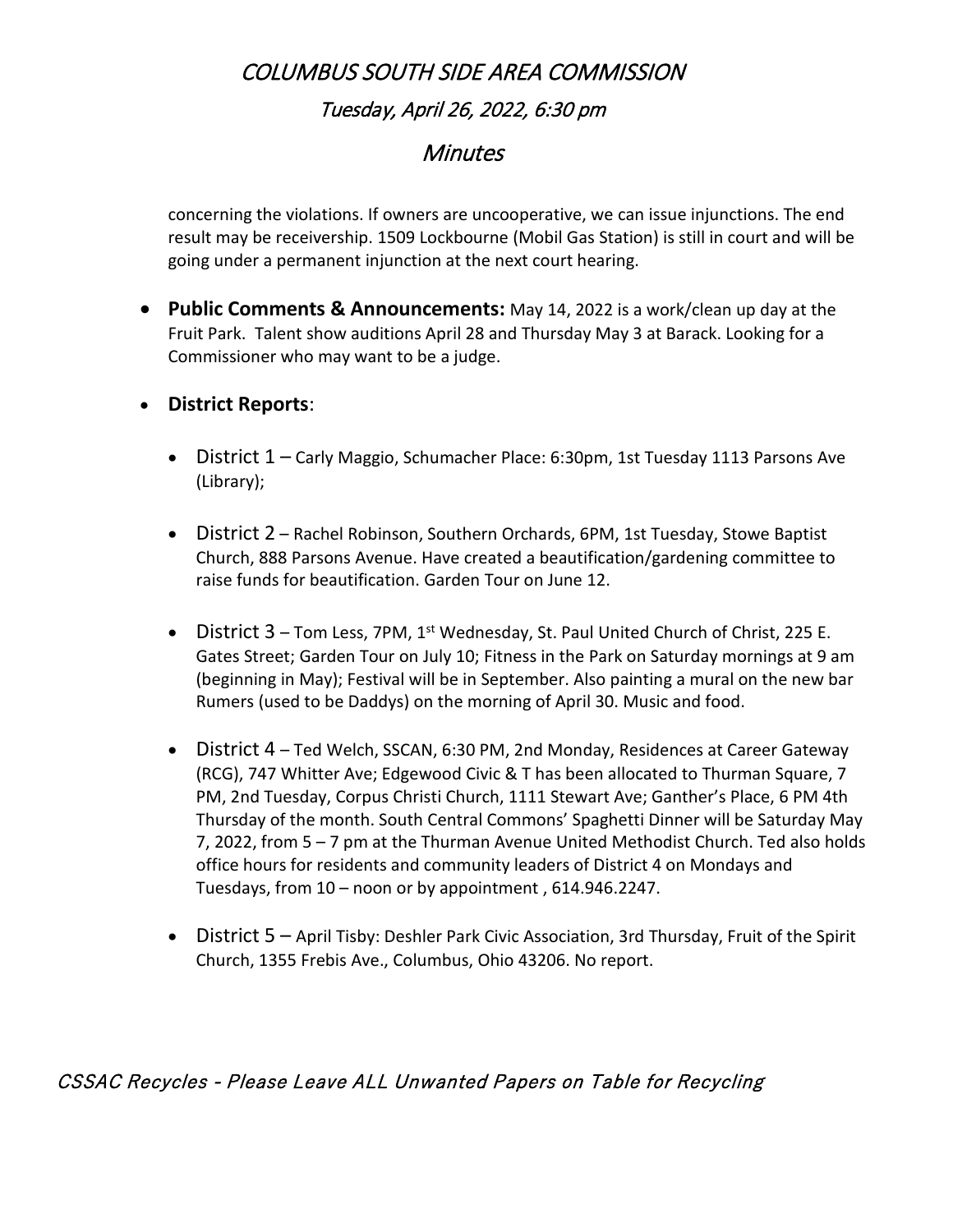concerning the violations. If owners are uncooperative, we can issue injunctions. The end result may be receivership. 1509 Lockbourne (Mobil Gas Station) is still in court and will be going under a permanent injunction at the next court hearing.

- **Public Comments & Announcements:** May 14, 2022 is a work/clean up day at the Fruit Park. Talent show auditions April 28 and Thursday May 3 at Barack. Looking for a Commissioner who may want to be a judge.

- **District Reports**:

  - District 1 – Carly Maggio, Schumacher Place: 6:30pm, 1st Tuesday 1113 Parsons Ave (Library);

  - District 2 – Rachel Robinson, Southern Orchards, 6PM, 1st Tuesday, Stowe Baptist Church, 888 Parsons Avenue. Have created a beautification/gardening committee to raise funds for beautification. Garden Tour on June 12.

  - District 3 – Tom Less, 7PM, 1st Wednesday, St. Paul United Church of Christ, 225 E. Gates Street; Garden Tour on July 10; Fitness in the Park on Saturday mornings at 9 am (beginning in May); Festival will be in September. Also painting a mural on the new bar Rumers (used to be Daddys) on the morning of April 30. Music and food.

  - District 4 – Ted Welch, SSCAN, 6:30 PM, 2nd Monday, Residences at Career Gateway (RCG), 747 Whitter Ave; Edgewood Civic & T has been allocated to Thurman Square, 7 PM, 2nd Tuesday, Corpus Christi Church, 1111 Stewart Ave; Ganther's Place, 6 PM 4th Thursday of the month. South Central Commons' Spaghetti Dinner will be Saturday May 7, 2022, from 5 – 7 pm at the Thurman Avenue United Methodist Church. Ted also holds office hours for residents and community leaders of District 4 on Mondays and Tuesdays, from 10 – noon or by appointment , 614.946.2247.

  - District 5 – April Tisby: Deshler Park Civic Association, 3rd Thursday, Fruit of the Spirit Church, 1355 Frebis Ave., Columbus, Ohio 43206. No report.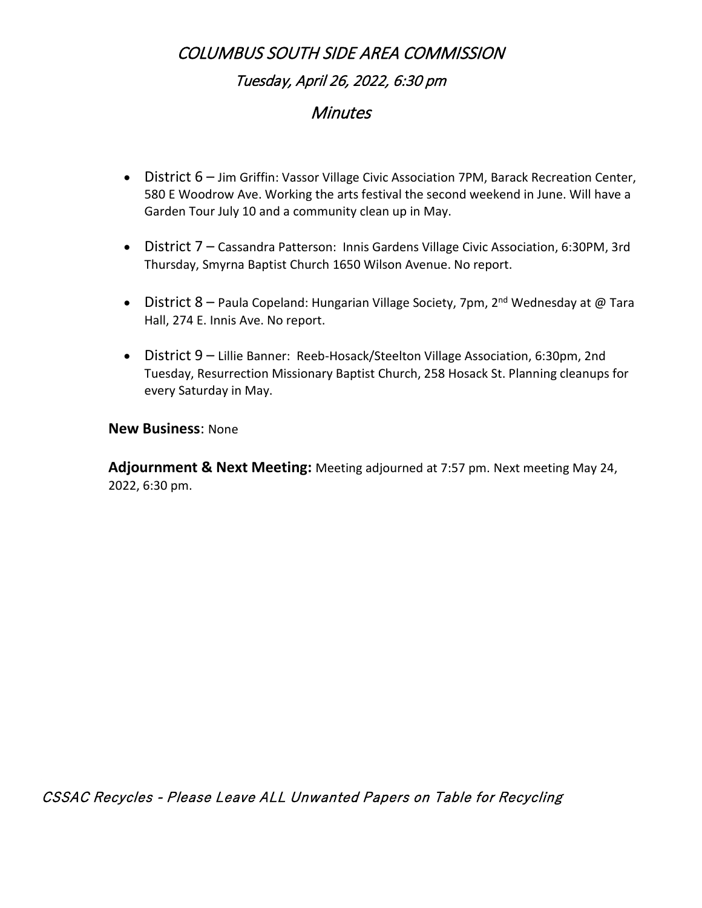*COLUMBUS SOUTH SIDE AREA COMMISSION*

*Tuesday, April 26, 2022, 6:30 pm*

*Minutes*

- District 6 – Jim Griffin: Vassor Village Civic Association 7PM, Barack Recreation Center, 580 E Woodrow Ave. Working the arts festival the second weekend in June. Will have a Garden Tour July 10 and a community clean up in May.
- District 7 – Cassandra Patterson: Innis Gardens Village Civic Association, 6:30PM, 3rd Thursday, Smyrna Baptist Church 1650 Wilson Avenue. No report.
- District 8 – Paula Copeland: Hungarian Village Society, 7pm, 2nd Wednesday at @ Tara Hall, 274 E. Innis Ave. No report.
- District 9 – Lillie Banner: Reeb-Hosack/Steelton Village Association, 6:30pm, 2nd Tuesday, Resurrection Missionary Baptist Church, 258 Hosack St. Planning cleanups for every Saturday in May.

**New Business**: None

**Adjournment & Next Meeting:** Meeting adjourned at 7:57 pm. Next meeting May 24, 2022, 6:30 pm.

*CSSAC Recycles - Please Leave ALL Unwanted Papers on Table for Recycling*